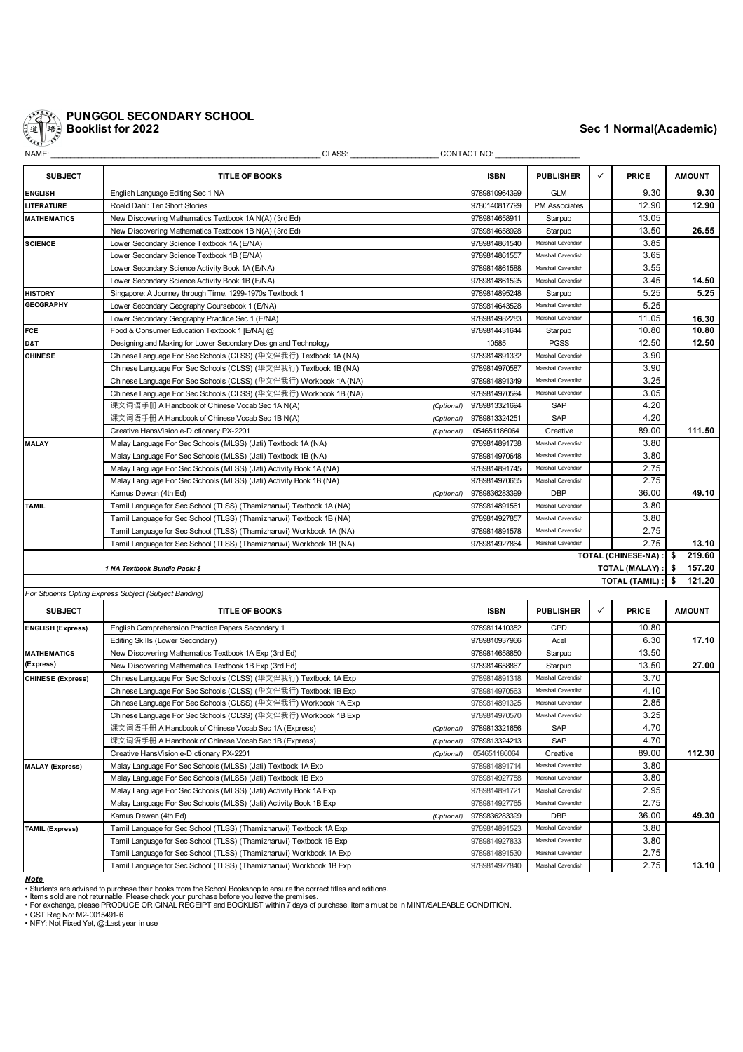# PUNGGOL SECONDARY SCHOOL

## Booklist for 2022

**Sec 1 Normal(Academic)**

NAME: ______________________ CLASS: ____________ CONTACT NO: ____________

| SUBJECT | TITLE OF BOOKS | | ISBN | PUBLISHER | ✓ | PRICE | AMOUNT |
|---|---|---|---|---|---|---|---|
| **ENGLISH** | English Language Editing Sec 1 NA | | 9789810964399 | GLM | | 9.30 | **9.30** |
| **LITERATURE** | Roald Dahl: Ten Short Stories | | 9780140817799 | PM Associates | | 12.90 | **12.90** |
| **MATHEMATICS** | New Discovering Mathematics Textbook 1A N(A) (3rd Ed) | | 9789814658911 | Starpub | | 13.05 | |
| | New Discovering Mathematics Textbook 1B N(A) (3rd Ed) | | 9789814658928 | Starpub | | 13.50 | **26.55** |
| **SCIENCE** | Lower Secondary Science Textbook 1A (E/NA) | | 9789814861540 | Marshall Cavendish | | 3.85 | |
| | Lower Secondary Science Textbook 1B (E/NA) | | 9789814861557 | Marshall Cavendish | | 3.65 | |
| | Lower Secondary Science Activity Book 1A (E/NA) | | 9789814861588 | Marshall Cavendish | | 3.55 | |
| | Lower Secondary Science Activity Book 1B (E/NA) | | 9789814861595 | Marshall Cavendish | | 3.45 | **14.50** |
| **HISTORY** | Singapore: A Journey through Time, 1299-1970s Textbook 1 | | 9789814895248 | Starpub | | 5.25 | **5.25** |
| **GEOGRAPHY** | Lower Secondary Geography Coursebook 1 (E/NA) | | 9789814643528 | Marshall Cavendish | | 5.25 | |
| | Lower Secondary Geography Practice Sec 1 (E/NA) | | 9789814982283 | Marshall Cavendish | | 11.05 | **16.30** |
| **FCE** | Food & Consumer Education Textbook 1 [E/NA] @ | | 9789814431644 | Starpub | | 10.80 | **10.80** |
| **D&T** | Designing and Making for Lower Secondary Design and Technology | | 10585 | PGSS | | 12.50 | **12.50** |
| **CHINESE** | Chinese Language For Sec Schools (CLSS) (华文伴我行) Textbook 1A (NA) | | 9789814891332 | Marshall Cavendish | | 3.90 | |
| | Chinese Language For Sec Schools (CLSS) (华文伴我行) Textbook 1B (NA) | | 9789814970587 | Marshall Cavendish | | 3.90 | |
| | Chinese Language For Sec Schools (CLSS) (华文伴我行) Workbook 1A (NA) | | 9789814891349 | Marshall Cavendish | | 3.25 | |
| | Chinese Language For Sec Schools (CLSS) (华文伴我行) Workbook 1B (NA) | | 9789814970594 | Marshall Cavendish | | 3.05 | |
| | 课文词语手册 A Handbook of Chinese Vocab Sec 1A N(A) | *(Optional)* | 9789813321694 | SAP | | 4.20 | |
| | 课文词语手册 A Handbook of Chinese Vocab Sec 1B N(A) | *(Optional)* | 9789813324251 | SAP | | 4.20 | |
| | Creative HansVision e-Dictionary PX-2201 | *(Optional)* | 054651186064 | Creative | | 89.00 | **111.50** |
| **MALAY** | Malay Language For Sec Schools (MLSS) (Jati) Textbook 1A (NA) | | 9789814891738 | Marshall Cavendish | | 3.80 | |
| | Malay Language For Sec Schools (MLSS) (Jati) Textbook 1B (NA) | | 9789814970648 | Marshall Cavendish | | 3.80 | |
| | Malay Language For Sec Schools (MLSS) (Jati) Activity Book 1A (NA) | | 9789814891745 | Marshall Cavendish | | 2.75 | |
| | Malay Language For Sec Schools (MLSS) (Jati) Activity Book 1B (NA) | | 9789814970655 | Marshall Cavendish | | 2.75 | |
| | Kamus Dewan (4th Ed) | *(Optional)* | 9789836283399 | DBP | | 36.00 | **49.10** |
| **TAMIL** | Tamil Language for Sec School (TLSS) (Thamizharuvi) Textbook 1A (NA) | | 9789814891561 | Marshall Cavendish | | 3.80 | |
| | Tamil Language for Sec School (TLSS) (Thamizharuvi) Textbook 1B (NA) | | 9789814927857 | Marshall Cavendish | | 3.80 | |
| | Tamil Language for Sec School (TLSS) (Thamizharuvi) Workbook 1A (NA) | | 9789814891578 | Marshall Cavendish | | 2.75 | |
| | Tamil Language for Sec School (TLSS) (Thamizharuvi) Workbook 1B (NA) | | 9789814927864 | Marshall Cavendish | | 2.75 | **13.10** |
| | | | | | | **TOTAL (CHINESE-NA) :** | **$ 219.60** |
| | *1 NA Textbook Bundle Pack: $* | | | | | **TOTAL (MALAY) :** | **$ 157.20** |
| | | | | | | **TOTAL (TAMIL) :** | **$ 121.20** |

*For Students Opting Express Subject (Subject Banding)*

| SUBJECT | TITLE OF BOOKS | | ISBN | PUBLISHER | ✓ | PRICE | AMOUNT |
|---|---|---|---|---|---|---|---|
| **ENGLISH (Express)** | English Comprehension Practice Papers Secondary 1 | | 9789811410352 | CPD | | 10.80 | |
| | Editing Skills (Lower Secondary) | | 9789810937966 | Acel | | 6.30 | **17.10** |
| **MATHEMATICS (Express)** | New Discovering Mathematics Textbook 1A Exp (3rd Ed) | | 9789814658850 | Starpub | | 13.50 | |
| | New Discovering Mathematics Textbook 1B Exp (3rd Ed) | | 9789814658867 | Starpub | | 13.50 | **27.00** |
| **CHINESE (Express)** | Chinese Language For Sec Schools (CLSS) (华文伴我行) Textbook 1A Exp | | 9789814891318 | Marshall Cavendish | | 3.70 | |
| | Chinese Language For Sec Schools (CLSS) (华文伴我行) Textbook 1B Exp | | 9789814970563 | Marshall Cavendish | | 4.10 | |
| | Chinese Language For Sec Schools (CLSS) (华文伴我行) Workbook 1A Exp | | 9789814891325 | Marshall Cavendish | | 2.85 | |
| | Chinese Language For Sec Schools (CLSS) (华文伴我行) Workbook 1B Exp | | 9789814970570 | Marshall Cavendish | | 3.25 | |
| | 课文词语手册 A Handbook of Chinese Vocab Sec 1A (Express) | *(Optional)* | 9789813321656 | SAP | | 4.70 | |
| | 课文词语手册 A Handbook of Chinese Vocab Sec 1B (Express) | *(Optional)* | 9789813324213 | SAP | | 4.70 | |
| | Creative HansVision e-Dictionary PX-2201 | *(Optional)* | 054651186064 | Creative | | 89.00 | **112.30** |
| **MALAY (Express)** | Malay Language For Sec Schools (MLSS) (Jati) Textbook 1A Exp | | 9789814891714 | Marshall Cavendish | | 3.80 | |
| | Malay Language For Sec Schools (MLSS) (Jati) Textbook 1B Exp | | 9789814927758 | Marshall Cavendish | | 3.80 | |
| | Malay Language For Sec Schools (MLSS) (Jati) Activity Book 1A Exp | | 9789814891721 | Marshall Cavendish | | 2.95 | |
| | Malay Language For Sec Schools (MLSS) (Jati) Activity Book 1B Exp | | 9789814927765 | Marshall Cavendish | | 2.75 | |
| | Kamus Dewan (4th Ed) | *(Optional)* | 9789836283399 | DBP | | 36.00 | **49.30** |
| **TAMIL (Express)** | Tamil Language for Sec School (TLSS) (Thamizharuvi) Textbook 1A Exp | | 9789814891523 | Marshall Cavendish | | 3.80 | |
| | Tamil Language for Sec School (TLSS) (Thamizharuvi) Textbook 1B Exp | | 9789814927833 | Marshall Cavendish | | 3.80 | |
| | Tamil Language for Sec School (TLSS) (Thamizharuvi) Workbook 1A Exp | | 9789814891530 | Marshall Cavendish | | 2.75 | |
| | Tamil Language for Sec School (TLSS) (Thamizharuvi) Workbook 1B Exp | | 9789814927840 | Marshall Cavendish | | 2.75 | **13.10** |

***Note***

- Students are advised to purchase their books from the School Bookshop to ensure the correct titles and editions.
- Items sold are not returnable. Please check your purchase before you leave the premises.
- For exchange, please PRODUCE ORIGINAL RECEIPT and BOOKLIST within 7 days of purchase. Items must be in MINT/SALEABLE CONDITION.
- GST Reg No: M2-0015491-6
- NFY: Not Fixed Yet, @:Last year in use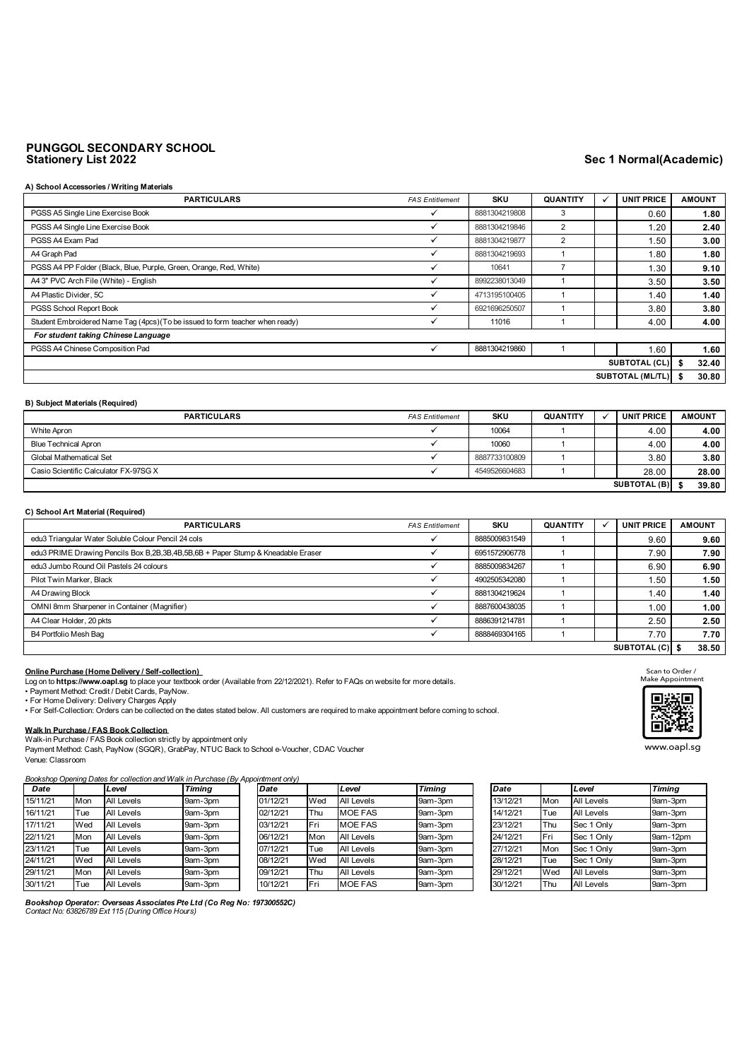**PUNGGOL SECONDARY SCHOOL**
**Stationery List 2022**

**Sec 1 Normal(Academic)**

**A) School Accessories / Writing Materials**

| PARTICULARS | *FAS Entitlement* | SKU | QUANTITY | ✓ | UNIT PRICE | AMOUNT |
|---|---|---|---|---|---|---|
| PGSS A5 Single Line Exercise Book | ✓ | 8881304219808 | 3 | | 0.60 | **1.80** |
| PGSS A4 Single Line Exercise Book | ✓ | 8881304219846 | 2 | | 1.20 | **2.40** |
| PGSS A4 Exam Pad | ✓ | 8881304219877 | 2 | | 1.50 | **3.00** |
| A4 Graph Pad | ✓ | 8881304219693 | 1 | | 1.80 | **1.80** |
| PGSS A4 PP Folder (Black, Blue, Purple, Green, Orange, Red, White) | ✓ | 10641 | 7 | | 1.30 | **9.10** |
| A4 3" PVC Arch File (White) - English | ✓ | 8992238013049 | 1 | | 3.50 | **3.50** |
| A4 Plastic Divider, 5C | ✓ | 4713195100405 | 1 | | 1.40 | **1.40** |
| PGSS School Report Book | ✓ | 6921696250507 | 1 | | 3.80 | **3.80** |
| Student Embroidered Name Tag (4pcs)(To be issued to form teacher when ready) | ✓ | 11016 | 1 | | 4.00 | **4.00** |
| ***For student taking Chinese Language*** | | | | | | |
| PGSS A4 Chinese Composition Pad | ✓ | 8881304219860 | 1 | | 1.60 | **1.60** |
| | | | | | **SUBTOTAL (CL)** | **$ 32.40** |
| | | | | | **SUBTOTAL (ML/TL)** | **$ 30.80** |

**B) Subject Materials (Required)**

| PARTICULARS | *FAS Entitlement* | SKU | QUANTITY | ✓ | UNIT PRICE | AMOUNT |
|---|---|---|---|---|---|---|
| White Apron | ✓ | 10064 | 1 | | 4.00 | **4.00** |
| Blue Technical Apron | ✓ | 10060 | 1 | | 4.00 | **4.00** |
| Global Mathematical Set | ✓ | 8887733100809 | 1 | | 3.80 | **3.80** |
| Casio Scientific Calculator FX-97SG X | ✓ | 4549526604683 | 1 | | 28.00 | **28.00** |
| | | | | | **SUBTOTAL (B)** | **$ 39.80** |

**C) School Art Material (Required)**

| PARTICULARS | *FAS Entitlement* | SKU | QUANTITY | ✓ | UNIT PRICE | AMOUNT |
|---|---|---|---|---|---|---|
| edu3 Triangular Water Soluble Colour Pencil 24 cols | ✓ | 8885009831549 | 1 | | 9.60 | **9.60** |
| edu3 PRIME Drawing Pencils Box B,2B,3B,4B,5B,6B + Paper Stump & Kneadable Eraser | ✓ | 6951572906778 | 1 | | 7.90 | **7.90** |
| edu3 Jumbo Round Oil Pastels 24 colours | ✓ | 8885009834267 | 1 | | 6.90 | **6.90** |
| Pilot Twin Marker, Black | ✓ | 4902505342080 | 1 | | 1.50 | **1.50** |
| A4 Drawing Block | ✓ | 8881304219624 | 1 | | 1.40 | **1.40** |
| OMNI 8mm Sharpener in Container (Magnifier) | ✓ | 8887600438035 | 1 | | 1.00 | **1.00** |
| A4 Clear Holder, 20 pkts | ✓ | 8886391214781 | 1 | | 2.50 | **2.50** |
| B4 Portfolio Mesh Bag | ✓ | 8888469304165 | 1 | | 7.70 | **7.70** |
| | | | | | **SUBTOTAL (C)** | **$ 38.50** |

**Online Purchase (Home Delivery / Self-collection)**

Log on to **https://www.oapl.sg** to place your textbook order (Available from 22/12/2021). Refer to FAQs on website for more details.

- Payment Method: Credit / Debit Cards, PayNow.
- For Home Delivery: Delivery Charges Apply
- For Self-Collection: Orders can be collected on the dates stated below. All customers are required to make appointment before coming to school.

Scan to Order / Make Appointment

www.oapl.sg

**Walk In Purchase / FAS Book Collection**

Walk-in Purchase / FAS Book collection strictly by appointment only
Payment Method: Cash, PayNow (SGQR), GrabPay, NTUC Back to School e-Voucher, CDAC Voucher
Venue: Classroom

*Bookshop Opening Dates for collection and Walk in Purchase (By Appointment only)*

| Date | | Level | Timing |
|---|---|---|---|
| 15/11/21 | Mon | All Levels | 9am-3pm |
| 16/11/21 | Tue | All Levels | 9am-3pm |
| 17/11/21 | Wed | All Levels | 9am-3pm |
| 22/11/21 | Mon | All Levels | 9am-3pm |
| 23/11/21 | Tue | All Levels | 9am-3pm |
| 24/11/21 | Wed | All Levels | 9am-3pm |
| 29/11/21 | Mon | All Levels | 9am-3pm |
| 30/11/21 | Tue | All Levels | 9am-3pm |
| 01/12/21 | Wed | All Levels | 9am-3pm |
| 02/12/21 | Thu | MOE FAS | 9am-3pm |
| 03/12/21 | Fri | MOE FAS | 9am-3pm |
| 06/12/21 | Mon | All Levels | 9am-3pm |
| 07/12/21 | Tue | All Levels | 9am-3pm |
| 08/12/21 | Wed | All Levels | 9am-3pm |
| 09/12/21 | Thu | All Levels | 9am-3pm |
| 10/12/21 | Fri | MOE FAS | 9am-3pm |
| 13/12/21 | Mon | All Levels | 9am-3pm |
| 14/12/21 | Tue | All Levels | 9am-3pm |
| 23/12/21 | Thu | Sec 1 Only | 9am-3pm |
| 24/12/21 | Fri | Sec 1 Only | 9am-12pm |
| 27/12/21 | Mon | Sec 1 Only | 9am-3pm |
| 28/12/21 | Tue | Sec 1 Only | 9am-3pm |
| 29/12/21 | Wed | All Levels | 9am-3pm |
| 30/12/21 | Thu | All Levels | 9am-3pm |

***Bookshop Operator: Overseas Associates Pte Ltd (Co Reg No: 197300552C)***
*Contact No: 63826789 Ext 115 (During Office Hours)*